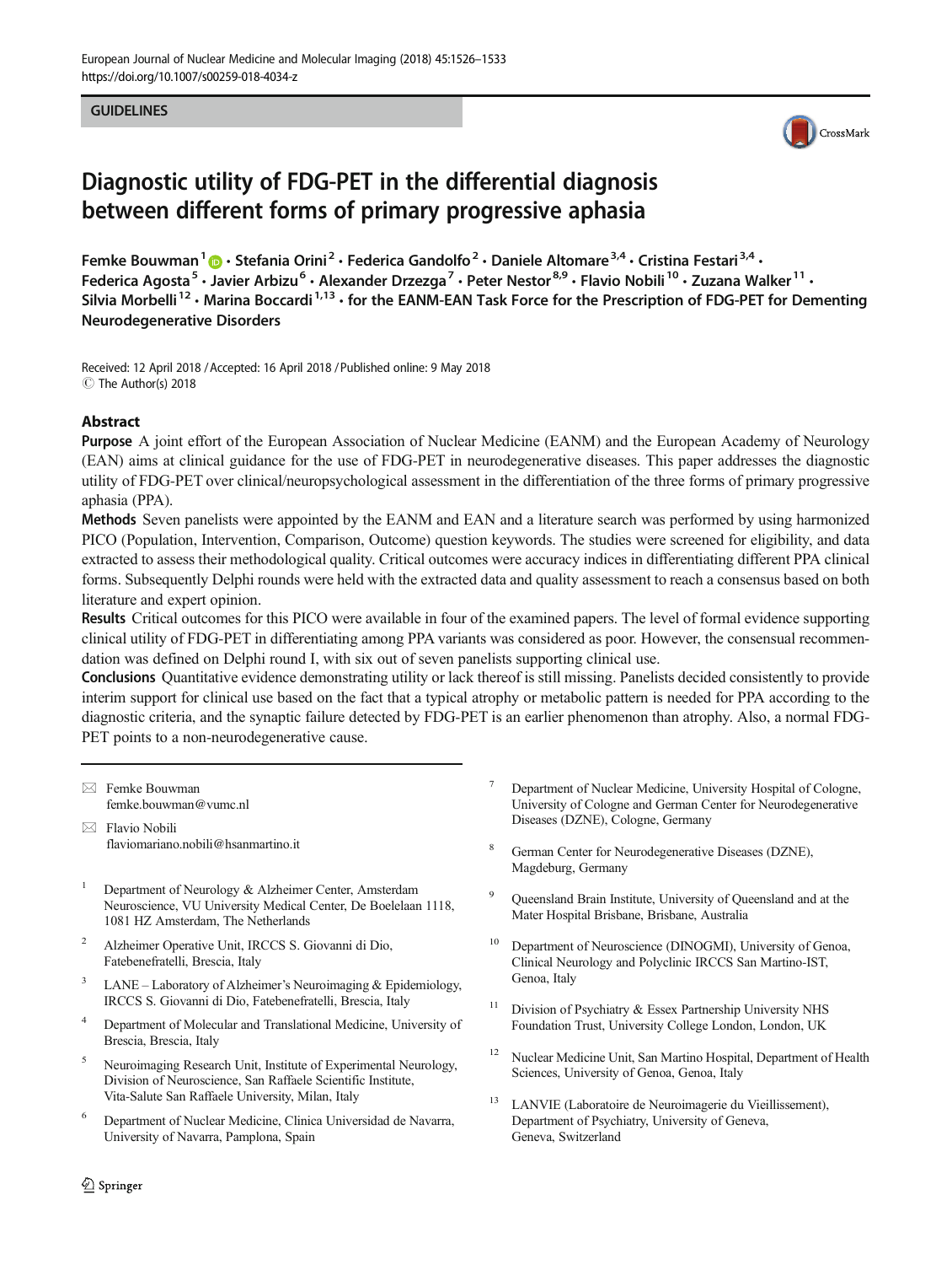GUIDELINES

# Diagnostic utility of FDG-PET in the differential diagnosis between different forms of primary progressive aphasia

Femke Bouwman[1] · Stefania Orini[2] · Federica Gandolfo[2] · Daniele Altomare[3,4] · Cristina Festari[3,4] · Federica Agosta[5] · Javier Arbizu[6] · Alexander Drzezga[7] · Peter Nestor[8,9] · Flavio Nobili[10] · Zuzana Walker[11] · Silvia Morbelli[12] · Marina Boccardi[1,13] · for the EANM-EAN Task Force for the Prescription of FDG-PET for Dementing Neurodegenerative Disorders

Received: 12 April 2018 / Accepted: 16 April 2018 / Published online: 9 May 2018
© The Author(s) 2018

## Abstract

**Purpose** A joint effort of the European Association of Nuclear Medicine (EANM) and the European Academy of Neurology (EAN) aims at clinical guidance for the use of FDG-PET in neurodegenerative diseases. This paper addresses the diagnostic utility of FDG-PET over clinical/neuropsychological assessment in the differentiation of the three forms of primary progressive aphasia (PPA).

**Methods** Seven panelists were appointed by the EANM and EAN and a literature search was performed by using harmonized PICO (Population, Intervention, Comparison, Outcome) question keywords. The studies were screened for eligibility, and data extracted to assess their methodological quality. Critical outcomes were accuracy indices in differentiating different PPA clinical forms. Subsequently Delphi rounds were held with the extracted data and quality assessment to reach a consensus based on both literature and expert opinion.

**Results** Critical outcomes for this PICO were available in four of the examined papers. The level of formal evidence supporting clinical utility of FDG-PET in differentiating among PPA variants was considered as poor. However, the consensual recommendation was defined on Delphi round I, with six out of seven panelists supporting clinical use.

**Conclusions** Quantitative evidence demonstrating utility or lack thereof is still missing. Panelists decided consistently to provide interim support for clinical use based on the fact that a typical atrophy or metabolic pattern is needed for PPA according to the diagnostic criteria, and the synaptic failure detected by FDG-PET is an earlier phenomenon than atrophy. Also, a normal FDG-PET points to a non-neurodegenerative cause.

---

✉ Femke Bouwman
femke.bouwman@vumc.nl

✉ Flavio Nobili
flaviomariano.nobili@hsanmartino.it

[1] Department of Neurology & Alzheimer Center, Amsterdam Neuroscience, VU University Medical Center, De Boelelaan 1118, 1081 HZ Amsterdam, The Netherlands

[2] Alzheimer Operative Unit, IRCCS S. Giovanni di Dio, Fatebenefratelli, Brescia, Italy

[3] LANE – Laboratory of Alzheimer's Neuroimaging & Epidemiology, IRCCS S. Giovanni di Dio, Fatebenefratelli, Brescia, Italy

[4] Department of Molecular and Translational Medicine, University of Brescia, Brescia, Italy

[5] Neuroimaging Research Unit, Institute of Experimental Neurology, Division of Neuroscience, San Raffaele Scientific Institute, Vita-Salute San Raffaele University, Milan, Italy

[6] Department of Nuclear Medicine, Clinica Universidad de Navarra, University of Navarra, Pamplona, Spain

[7] Department of Nuclear Medicine, University Hospital of Cologne, University of Cologne and German Center for Neurodegenerative Diseases (DZNE), Cologne, Germany

[8] German Center for Neurodegenerative Diseases (DZNE), Magdeburg, Germany

[9] Queensland Brain Institute, University of Queensland and at the Mater Hospital Brisbane, Brisbane, Australia

[10] Department of Neuroscience (DINOGMI), University of Genoa, Clinical Neurology and Polyclinic IRCCS San Martino-IST, Genoa, Italy

[11] Division of Psychiatry & Essex Partnership University NHS Foundation Trust, University College London, London, UK

[12] Nuclear Medicine Unit, San Martino Hospital, Department of Health Sciences, University of Genoa, Genoa, Italy

[13] LANVIE (Laboratoire de Neuroimagerie du Vieillissement), Department of Psychiatry, University of Geneva, Geneva, Switzerland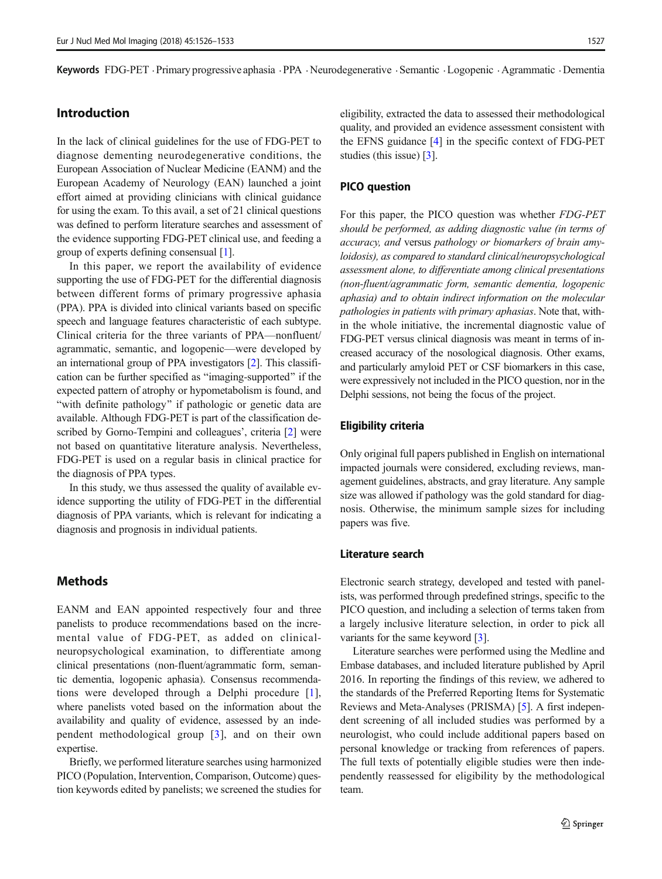**Keywords** FDG-PET · Primary progressive aphasia · PPA · Neurodegenerative · Semantic · Logopenic · Agrammatic · Dementia

## Introduction

In the lack of clinical guidelines for the use of FDG-PET to diagnose dementing neurodegenerative conditions, the European Association of Nuclear Medicine (EANM) and the European Academy of Neurology (EAN) launched a joint effort aimed at providing clinicians with clinical guidance for using the exam. To this avail, a set of 21 clinical questions was defined to perform literature searches and assessment of the evidence supporting FDG-PET clinical use, and feeding a group of experts defining consensual [1].

In this paper, we report the availability of evidence supporting the use of FDG-PET for the differential diagnosis between different forms of primary progressive aphasia (PPA). PPA is divided into clinical variants based on specific speech and language features characteristic of each subtype. Clinical criteria for the three variants of PPA—nonfluent/agrammatic, semantic, and logopenic—were developed by an international group of PPA investigators [2]. This classification can be further specified as "imaging-supported" if the expected pattern of atrophy or hypometabolism is found, and "with definite pathology" if pathologic or genetic data are available. Although FDG-PET is part of the classification described by Gorno-Tempini and colleagues', criteria [2] were not based on quantitative literature analysis. Nevertheless, FDG-PET is used on a regular basis in clinical practice for the diagnosis of PPA types.

In this study, we thus assessed the quality of available evidence supporting the utility of FDG-PET in the differential diagnosis of PPA variants, which is relevant for indicating a diagnosis and prognosis in individual patients.

## Methods

EANM and EAN appointed respectively four and three panelists to produce recommendations based on the incremental value of FDG-PET, as added on clinical-neuropsychological examination, to differentiate among clinical presentations (non-fluent/agrammatic form, semantic dementia, logopenic aphasia). Consensus recommendations were developed through a Delphi procedure [1], where panelists voted based on the information about the availability and quality of evidence, assessed by an independent methodological group [3], and on their own expertise.

Briefly, we performed literature searches using harmonized PICO (Population, Intervention, Comparison, Outcome) question keywords edited by panelists; we screened the studies for eligibility, extracted the data to assessed their methodological quality, and provided an evidence assessment consistent with the EFNS guidance [4] in the specific context of FDG-PET studies (this issue) [3].

### PICO question

For this paper, the PICO question was whether *FDG-PET should be performed, as adding diagnostic value (in terms of accuracy, and* versus *pathology or biomarkers of brain amyloidosis), as compared to standard clinical/neuropsychological assessment alone, to differentiate among clinical presentations (non-fluent/agrammatic form, semantic dementia, logopenic aphasia) and to obtain indirect information on the molecular pathologies in patients with primary aphasias*. Note that, within the whole initiative, the incremental diagnostic value of FDG-PET versus clinical diagnosis was meant in terms of increased accuracy of the nosological diagnosis. Other exams, and particularly amyloid PET or CSF biomarkers in this case, were expressively not included in the PICO question, nor in the Delphi sessions, not being the focus of the project.

### Eligibility criteria

Only original full papers published in English on international impacted journals were considered, excluding reviews, management guidelines, abstracts, and gray literature. Any sample size was allowed if pathology was the gold standard for diagnosis. Otherwise, the minimum sample sizes for including papers was five.

### Literature search

Electronic search strategy, developed and tested with panelists, was performed through predefined strings, specific to the PICO question, and including a selection of terms taken from a largely inclusive literature selection, in order to pick all variants for the same keyword [3].

Literature searches were performed using the Medline and Embase databases, and included literature published by April 2016. In reporting the findings of this review, we adhered to the standards of the Preferred Reporting Items for Systematic Reviews and Meta-Analyses (PRISMA) [5]. A first independent screening of all included studies was performed by a neurologist, who could include additional papers based on personal knowledge or tracking from references of papers. The full texts of potentially eligible studies were then independently reassessed for eligibility by the methodological team.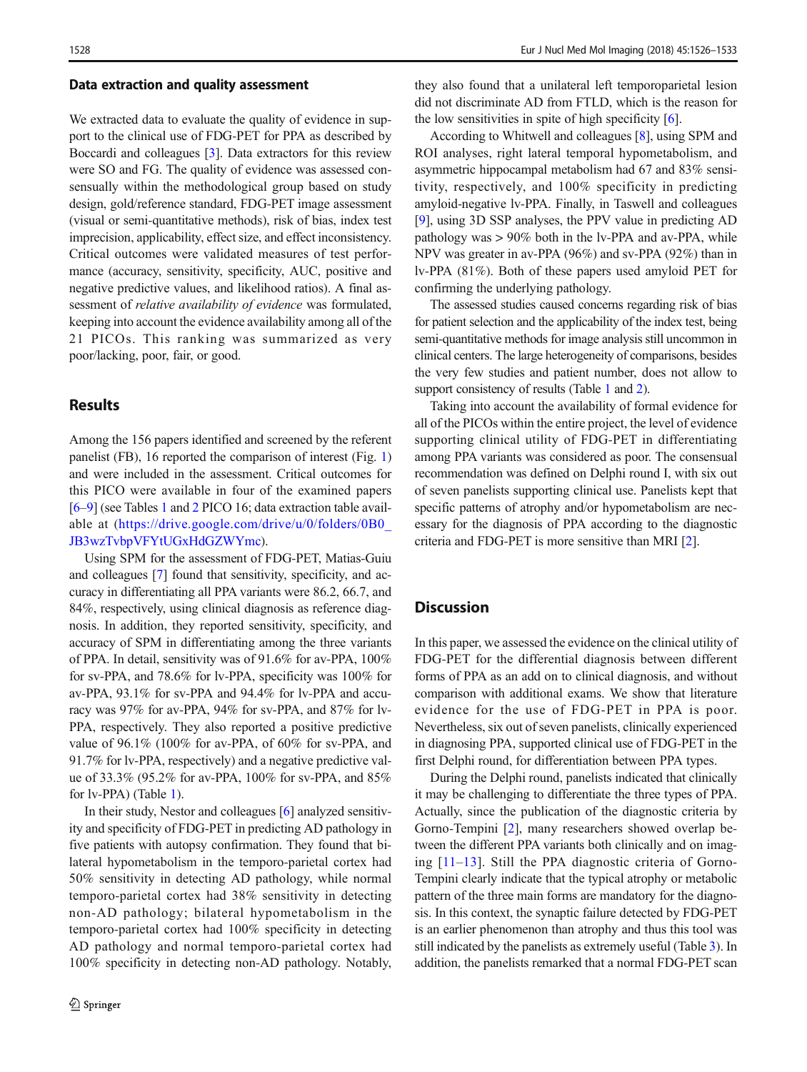### Data extraction and quality assessment

We extracted data to evaluate the quality of evidence in support to the clinical use of FDG-PET for PPA as described by Boccardi and colleagues [3]. Data extractors for this review were SO and FG. The quality of evidence was assessed consensually within the methodological group based on study design, gold/reference standard, FDG-PET image assessment (visual or semi-quantitative methods), risk of bias, index test imprecision, applicability, effect size, and effect inconsistency. Critical outcomes were validated measures of test performance (accuracy, sensitivity, specificity, AUC, positive and negative predictive values, and likelihood ratios). A final assessment of *relative availability of evidence* was formulated, keeping into account the evidence availability among all of the 21 PICOs. This ranking was summarized as very poor/lacking, poor, fair, or good.

## Results

Among the 156 papers identified and screened by the referent panelist (FB), 16 reported the comparison of interest (Fig. 1) and were included in the assessment. Critical outcomes for this PICO were available in four of the examined papers [6–9] (see Tables 1 and 2 PICO 16; data extraction table available at (https://drive.google.com/drive/u/0/folders/0B0_JB3wzTvbpVFYtUGxHdGZWYmc).

Using SPM for the assessment of FDG-PET, Matias-Guiu and colleagues [7] found that sensitivity, specificity, and accuracy in differentiating all PPA variants were 86.2, 66.7, and 84%, respectively, using clinical diagnosis as reference diagnosis. In addition, they reported sensitivity, specificity, and accuracy of SPM in differentiating among the three variants of PPA. In detail, sensitivity was of 91.6% for av-PPA, 100% for sv-PPA, and 78.6% for lv-PPA, specificity was 100% for av-PPA, 93.1% for sv-PPA and 94.4% for lv-PPA and accuracy was 97% for av-PPA, 94% for sv-PPA, and 87% for lv-PPA, respectively. They also reported a positive predictive value of 96.1% (100% for av-PPA, of 60% for sv-PPA, and 91.7% for lv-PPA, respectively) and a negative predictive value of 33.3% (95.2% for av-PPA, 100% for sv-PPA, and 85% for lv-PPA) (Table 1).

In their study, Nestor and colleagues [6] analyzed sensitivity and specificity of FDG-PET in predicting AD pathology in five patients with autopsy confirmation. They found that bilateral hypometabolism in the temporo-parietal cortex had 50% sensitivity in detecting AD pathology, while normal temporo-parietal cortex had 38% sensitivity in detecting non-AD pathology; bilateral hypometabolism in the temporo-parietal cortex had 100% specificity in detecting AD pathology and normal temporo-parietal cortex had 100% specificity in detecting non-AD pathology. Notably, they also found that a unilateral left temporoparietal lesion did not discriminate AD from FTLD, which is the reason for the low sensitivities in spite of high specificity [6].

According to Whitwell and colleagues [8], using SPM and ROI analyses, right lateral temporal hypometabolism, and asymmetric hippocampal metabolism had 67 and 83% sensitivity, respectively, and 100% specificity in predicting amyloid-negative lv-PPA. Finally, in Taswell and colleagues [9], using 3D SSP analyses, the PPV value in predicting AD pathology was > 90% both in the lv-PPA and av-PPA, while NPV was greater in av-PPA (96%) and sv-PPA (92%) than in lv-PPA (81%). Both of these papers used amyloid PET for confirming the underlying pathology.

The assessed studies caused concerns regarding risk of bias for patient selection and the applicability of the index test, being semi-quantitative methods for image analysis still uncommon in clinical centers. The large heterogeneity of comparisons, besides the very few studies and patient number, does not allow to support consistency of results (Table 1 and 2).

Taking into account the availability of formal evidence for all of the PICOs within the entire project, the level of evidence supporting clinical utility of FDG-PET in differentiating among PPA variants was considered as poor. The consensual recommendation was defined on Delphi round I, with six out of seven panelists supporting clinical use. Panelists kept that specific patterns of atrophy and/or hypometabolism are necessary for the diagnosis of PPA according to the diagnostic criteria and FDG-PET is more sensitive than MRI [2].

## Discussion

In this paper, we assessed the evidence on the clinical utility of FDG-PET for the differential diagnosis between different forms of PPA as an add on to clinical diagnosis, and without comparison with additional exams. We show that literature evidence for the use of FDG-PET in PPA is poor. Nevertheless, six out of seven panelists, clinically experienced in diagnosing PPA, supported clinical use of FDG-PET in the first Delphi round, for differentiation between PPA types.

During the Delphi round, panelists indicated that clinically it may be challenging to differentiate the three types of PPA. Actually, since the publication of the diagnostic criteria by Gorno-Tempini [2], many researchers showed overlap between the different PPA variants both clinically and on imaging [11–13]. Still the PPA diagnostic criteria of Gorno-Tempini clearly indicate that the typical atrophy or metabolic pattern of the three main forms are mandatory for the diagnosis. In this context, the synaptic failure detected by FDG-PET is an earlier phenomenon than atrophy and thus this tool was still indicated by the panelists as extremely useful (Table 3). In addition, the panelists remarked that a normal FDG-PET scan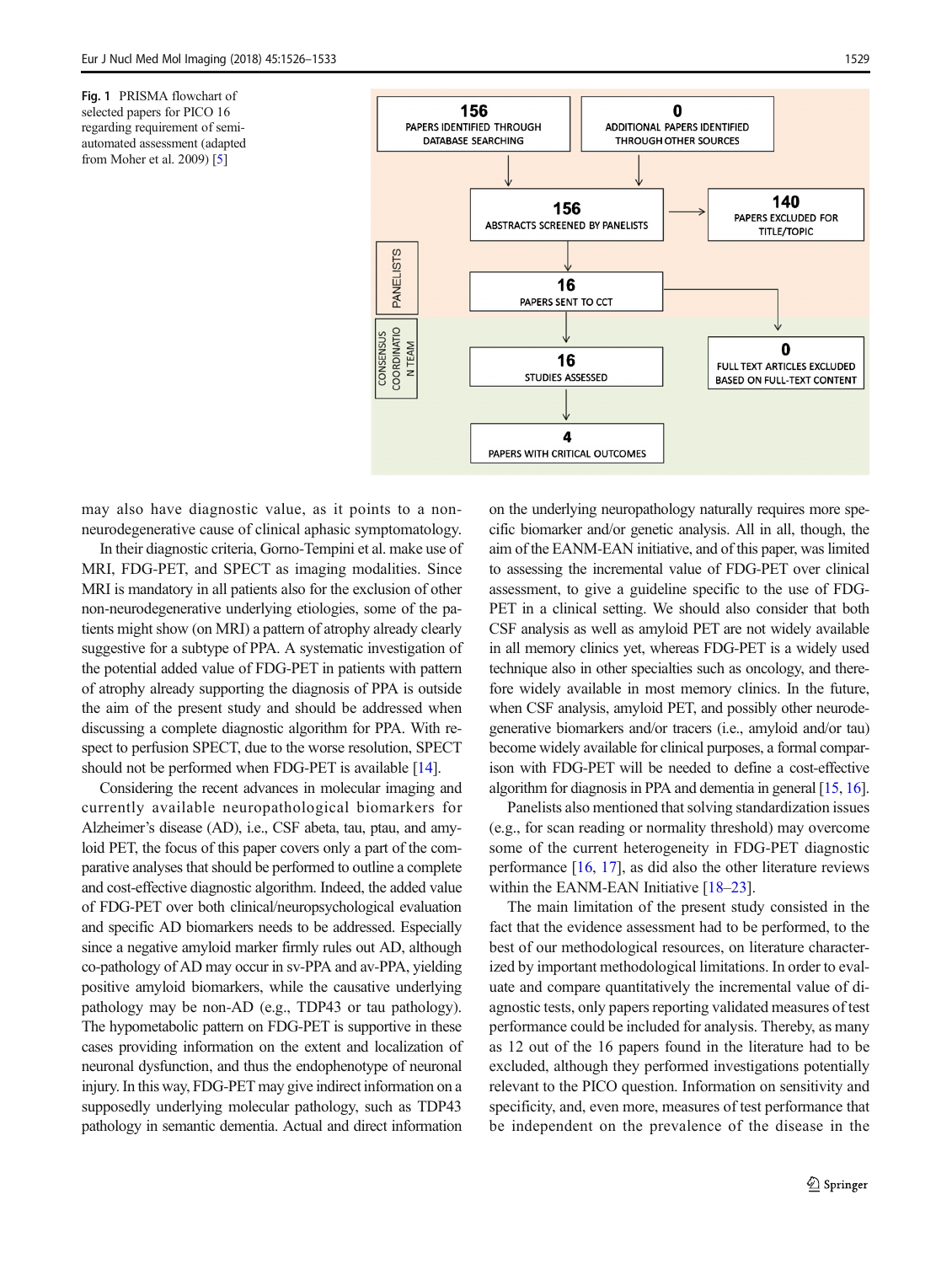**Fig. 1** PRISMA flowchart of selected papers for PICO 16 regarding requirement of semi-automated assessment (adapted from Moher et al. 2009) [5]

may also have diagnostic value, as it points to a non-neurodegenerative cause of clinical aphasic symptomatology.

In their diagnostic criteria, Gorno-Tempini et al. make use of MRI, FDG-PET, and SPECT as imaging modalities. Since MRI is mandatory in all patients also for the exclusion of other non-neurodegenerative underlying etiologies, some of the patients might show (on MRI) a pattern of atrophy already clearly suggestive for a subtype of PPA. A systematic investigation of the potential added value of FDG-PET in patients with pattern of atrophy already supporting the diagnosis of PPA is outside the aim of the present study and should be addressed when discussing a complete diagnostic algorithm for PPA. With respect to perfusion SPECT, due to the worse resolution, SPECT should not be performed when FDG-PET is available [14].

Considering the recent advances in molecular imaging and currently available neuropathological biomarkers for Alzheimer's disease (AD), i.e., CSF abeta, tau, ptau, and amyloid PET, the focus of this paper covers only a part of the comparative analyses that should be performed to outline a complete and cost-effective diagnostic algorithm. Indeed, the added value of FDG-PET over both clinical/neuropsychological evaluation and specific AD biomarkers needs to be addressed. Especially since a negative amyloid marker firmly rules out AD, although co-pathology of AD may occur in sv-PPA and av-PPA, yielding positive amyloid biomarkers, while the causative underlying pathology may be non-AD (e.g., TDP43 or tau pathology). The hypometabolic pattern on FDG-PET is supportive in these cases providing information on the extent and localization of neuronal dysfunction, and thus the endophenotype of neuronal injury. In this way, FDG-PET may give indirect information on a supposedly underlying molecular pathology, such as TDP43 pathology in semantic dementia. Actual and direct information on the underlying neuropathology naturally requires more specific biomarker and/or genetic analysis. All in all, though, the aim of the EANM-EAN initiative, and of this paper, was limited to assessing the incremental value of FDG-PET over clinical assessment, to give a guideline specific to the use of FDG-PET in a clinical setting. We should also consider that both CSF analysis as well as amyloid PET are not widely available in all memory clinics yet, whereas FDG-PET is a widely used technique also in other specialties such as oncology, and therefore widely available in most memory clinics. In the future, when CSF analysis, amyloid PET, and possibly other neurodegenerative biomarkers and/or tracers (i.e., amyloid and/or tau) become widely available for clinical purposes, a formal comparison with FDG-PET will be needed to define a cost-effective algorithm for diagnosis in PPA and dementia in general [15, 16].

Panelists also mentioned that solving standardization issues (e.g., for scan reading or normality threshold) may overcome some of the current heterogeneity in FDG-PET diagnostic performance [16, 17], as did also the other literature reviews within the EANM-EAN Initiative [18–23].

The main limitation of the present study consisted in the fact that the evidence assessment had to be performed, to the best of our methodological resources, on literature characterized by important methodological limitations. In order to evaluate and compare quantitatively the incremental value of diagnostic tests, only papers reporting validated measures of test performance could be included for analysis. Thereby, as many as 12 out of the 16 papers found in the literature had to be excluded, although they performed investigations potentially relevant to the PICO question. Information on sensitivity and specificity, and, even more, measures of test performance that be independent on the prevalence of the disease in the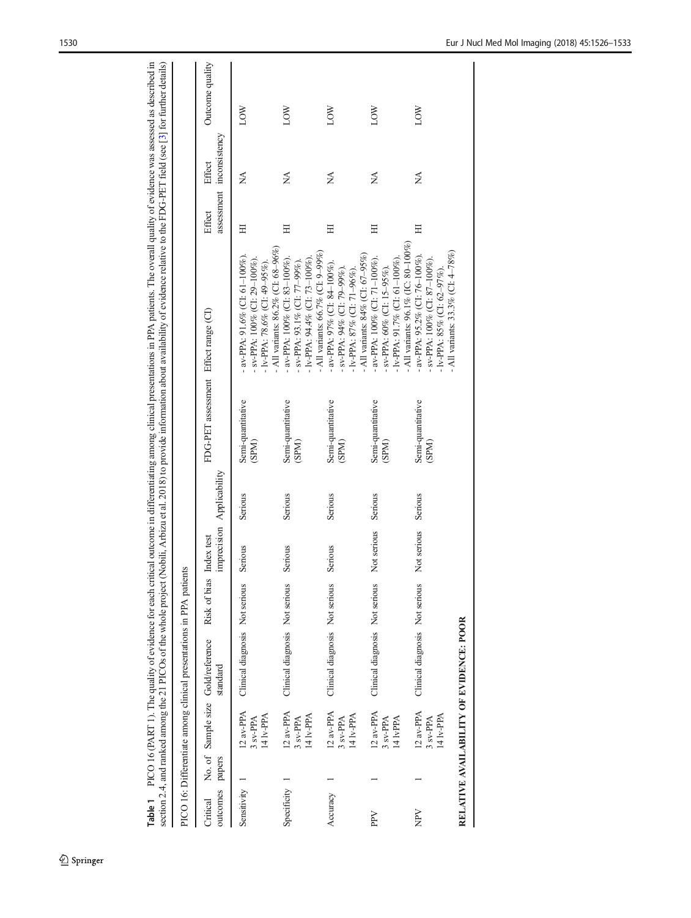**Table 1** PICO 16 (PART 1). The quality of evidence for each critical outcome in differentiating among clinical presentations in PPA patients. The overall quality of evidence was assessed as described in section 2.4, and ranked among the 21 PICOs of the whole project (Nobili, Arbizu et al. 2018) to provide information about availability of evidence relative to the FDG-PET field (see [3] for further details)

PICO 16: Differentiate among clinical presentations in PPA patients

| Critical outcomes | No. of papers | Sample size | Gold/reference standard | Risk of bias | Index test imprecision | Applicability | FDG-PET assessment | Effect range (CI) | Effect assessment | Effect inconsistency | Outcome quality |
|---|---|---|---|---|---|---|---|---|---|---|---|
| Sensitivity | 1 | 12 av-PPA<br>3 sv-PPA<br>14 lv-PPA | Clinical diagnosis | Not serious | Serious | Serious | Semi-quantitative (SPM) | - av-PPA: 91.6% (CI: 61–100%).<br>- sv-PPA: 100% (CI: 29–100%).<br>- lv-PPA: 78.6% (CI: 49–95%).<br>- All variants: 86.2% (CI: 68–96%) | HI | NA | LOW |
| Specificity | 1 | 12 av-PPA<br>3 sv-PPA<br>14 lv-PPA | Clinical diagnosis | Not serious | Serious | Serious | Semi-quantitative (SPM) | - av-PPA: 100% (CI: 83–100%).<br>- sv-PPA: 93.1% (CI: 77–99%).<br>- lv-PPA: 94.4% (CI: 73–100%).<br>- All variants: 66.7% (CI: 9–99%) | HI | NA | LOW |
| Accuracy | 1 | 12 av-PPA<br>3 sv-PPA<br>14 lv-PPA | Clinical diagnosis | Not serious | Serious | Serious | Semi-quantitative (SPM) | - av-PPA: 97% (CI: 84–100%).<br>- sv-PPA: 94% (CI: 79–99%).<br>- lv-PPA: 87% (CI: 71–96%).<br>- All variants: 84% (CI: 67–95%) | HI | NA | LOW |
| PPV | 1 | 12 av-PPA<br>3 sv-PPA<br>14 lvPPA | Clinical diagnosis | Not serious | Not serious | Serious | Semi-quantitative (SPM) | - av-PPA: 100% (CI: 71–100%).<br>- sv-PPA: 60% (CI: 15–95%).<br>- lv-PPA: 91.7% (CI: 61–100%).<br>- All variants: 96.1% (IC: 80–100%) | HI | NA | LOW |
| NPV | 1 | 12 av-PPA<br>3 sv-PPA<br>14 lv-PPA | Clinical diagnosis | Not serious | Not serious | Serious | Semi-quantitative (SPM) | - av-PPA: 95.2% (CI: 76–100%).<br>- sv-PPA: 100% (CI: 87–100%).<br>- lv-PPA: 85% (CI: 62–97%).<br>- All variants: 33.3% (CI: 4–78%) | HI | NA | LOW |

**RELATIVE AVAILABILITY OF EVIDENCE: POOR**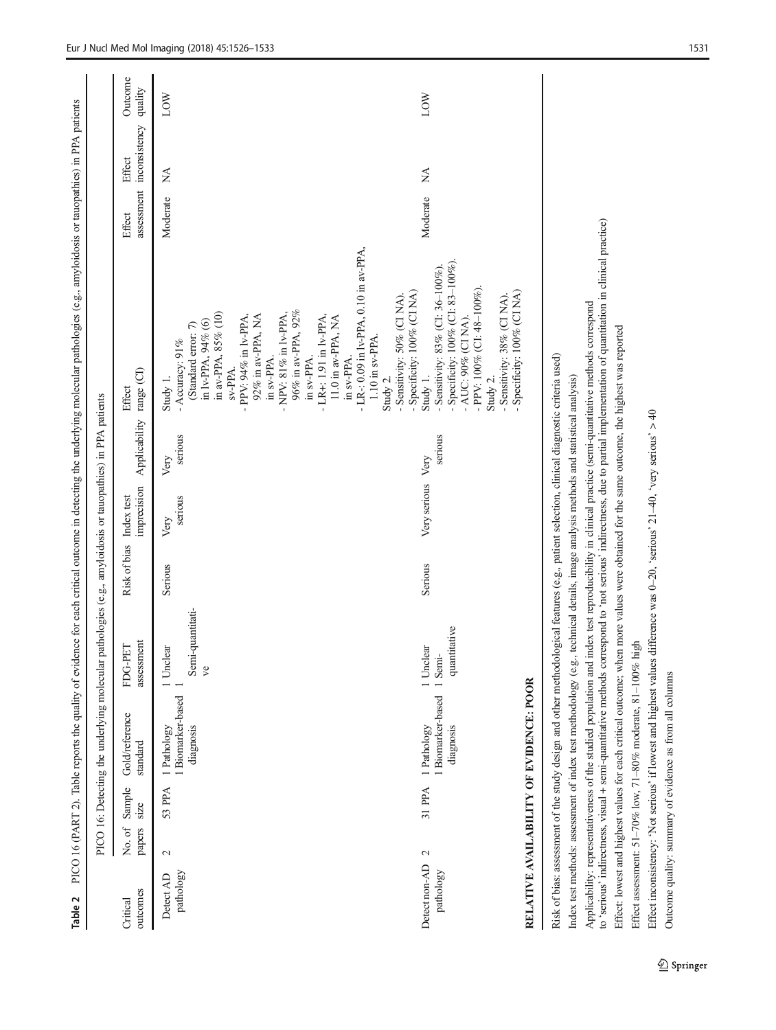**Table 2** PICO 16 (PART 2). Table reports the quality of evidence for each critical outcome in detecting the underlying molecular pathologies (e.g., amyloidosis or tauopathies) in PPA patients

| PICO 16: Detecting the underlying molecular pathologies (e.g., amyloidosis or tauopathies) in PPA patients | | | | | | | | | | | |
|---|---|---|---|---|---|---|---|---|---|---|---|
| Critical outcomes | No. of papers | Sample size | Gold/reference standard | FDG-PET assessment | Risk of bias | Index test imprecision | Applicability | Effect range (CI) | Effect assessment | Effect inconsistency | Outcome quality |
| Detect AD pathology | 2 | 53 PPA | 1 Pathology<br>1 Biomarker-based diagnosis | 1 Unclear<br>1 Semi-quantitative | Serious | Very serious | Very serious | Study 1.<br>- Accuracy: 91% (Standard error: 7) in lv-PPA, 94% (6) in av-PPA, 85% (10) sv-PPA.<br>- PPV: 94% in lv-PPA, 92% in av-PPA, NA in sv-PPA.<br>- NPV: 81% in lv-PPA, 96% in av-PPA, 92% in sv-PPA.<br>- LR+: 1.91 in lv-PPA, 11.0 in av-PPA, NA in sv-PPA.<br>- LR-: 0.09 in lv-PPA, 0.10 in av-PPA, 1.10 in sv-PPA.<br>Study 2.<br>- Sensitivity: 50% (CI NA).<br>- Specificity: 100% (CI NA) | Moderate | NA | LOW |
| Detect non-AD pathology | 2 | 31 PPA | 1 Pathology<br>1 Biomarker-based diagnosis | 1 Unclear<br>1 Semi-quantitative | Serious | Very serious | Very serious | Study 1.<br>- Sensitivity: 83% (CI: 36–100%).<br>- Specificity: 100% (CI: 83–100%).<br>- AUC: 90% (CI NA).<br>- PPV: 100% (CI: 48–100%).<br>Study 2.<br>- Sensitivity: 38% (CI NA).<br>- Specificity: 100% (CI NA) | Moderate | NA | LOW |
| **RELATIVE AVAILABILITY OF EVIDENCE: POOR** | | | | | | | | | | | |

Risk of bias: assessment of the study design and other methodological features (e.g., patient selection, clinical diagnostic criteria used)

Index test methods: assessment of index test methodology (e.g., technical details, image analysis methods and statistical analysis)

Applicability: representativeness of the studied population and index test reproducibility in clinical practice (semi-quantitative methods correspond to 'serious' indirectness, visual + semi-quantitative methods correspond to 'not serious' indirectness, due to partial implementation of quantitation in clinical practice)

Effect: lowest and highest values for each critical outcome; when more values were obtained for the same outcome, the highest was reported

Effect assessment: 51–70% low, 71–80% moderate, 81–100% high

Effect inconsistency: 'Not serious' if lowest and highest values difference was 0–20, 'serious' 21–40, 'very serious' > 40

Outcome quality: summary of evidence as from all columns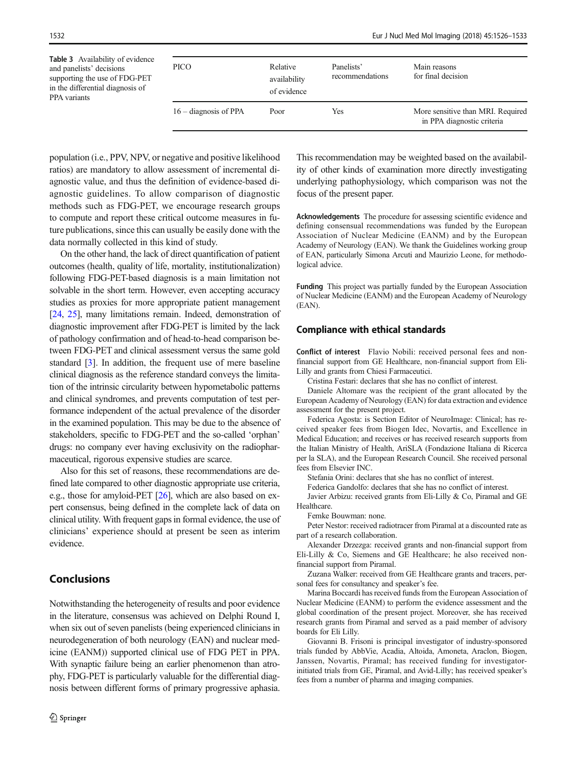**Table 3** Availability of evidence and panelists' decisions supporting the use of FDG-PET in the differential diagnosis of PPA variants

| PICO | Relative availability of evidence | Panelists' recommendations | Main reasons for final decision |
|---|---|---|---|
| 16 – diagnosis of PPA | Poor | Yes | More sensitive than MRI. Required in PPA diagnostic criteria |

population (i.e., PPV, NPV, or negative and positive likelihood ratios) are mandatory to allow assessment of incremental diagnostic value, and thus the definition of evidence-based diagnostic guidelines. To allow comparison of diagnostic methods such as FDG-PET, we encourage research groups to compute and report these critical outcome measures in future publications, since this can usually be easily done with the data normally collected in this kind of study.

On the other hand, the lack of direct quantification of patient outcomes (health, quality of life, mortality, institutionalization) following FDG-PET-based diagnosis is a main limitation not solvable in the short term. However, even accepting accuracy studies as proxies for more appropriate patient management [24, 25], many limitations remain. Indeed, demonstration of diagnostic improvement after FDG-PET is limited by the lack of pathology confirmation and of head-to-head comparison between FDG-PET and clinical assessment versus the same gold standard [3]. In addition, the frequent use of mere baseline clinical diagnosis as the reference standard conveys the limitation of the intrinsic circularity between hypometabolic patterns and clinical syndromes, and prevents computation of test performance independent of the actual prevalence of the disorder in the examined population. This may be due to the absence of stakeholders, specific to FDG-PET and the so-called 'orphan' drugs: no company ever having exclusivity on the radiopharmaceutical, rigorous expensive studies are scarce.

Also for this set of reasons, these recommendations are defined late compared to other diagnostic appropriate use criteria, e.g., those for amyloid-PET [26], which are also based on expert consensus, being defined in the complete lack of data on clinical utility. With frequent gaps in formal evidence, the use of clinicians' experience should at present be seen as interim evidence.

## Conclusions

Notwithstanding the heterogeneity of results and poor evidence in the literature, consensus was achieved on Delphi Round I, when six out of seven panelists (being experienced clinicians in neurodegeneration of both neurology (EAN) and nuclear medicine (EANM)) supported clinical use of FDG PET in PPA. With synaptic failure being an earlier phenomenon than atrophy, FDG-PET is particularly valuable for the differential diagnosis between different forms of primary progressive aphasia. This recommendation may be weighted based on the availability of other kinds of examination more directly investigating underlying pathophysiology, which comparison was not the focus of the present paper.

**Acknowledgements** The procedure for assessing scientific evidence and defining consensual recommendations was funded by the European Association of Nuclear Medicine (EANM) and by the European Academy of Neurology (EAN). We thank the Guidelines working group of EAN, particularly Simona Arcuti and Maurizio Leone, for methodological advice.

**Funding** This project was partially funded by the European Association of Nuclear Medicine (EANM) and the European Academy of Neurology (EAN).

## Compliance with ethical standards

**Conflict of interest** Flavio Nobili: received personal fees and non-financial support from GE Healthcare, non-financial support from Eli-Lilly and grants from Chiesi Farmaceutici.

Cristina Festari: declares that she has no conflict of interest.

Daniele Altomare was the recipient of the grant allocated by the European Academy of Neurology (EAN) for data extraction and evidence assessment for the present project.

Federica Agosta: is Section Editor of NeuroImage: Clinical; has received speaker fees from Biogen Idec, Novartis, and Excellence in Medical Education; and receives or has received research supports from the Italian Ministry of Health, AriSLA (Fondazione Italiana di Ricerca per la SLA), and the European Research Council. She received personal fees from Elsevier INC.

Stefania Orini: declares that she has no conflict of interest.

Federica Gandolfo: declares that she has no conflict of interest.

Javier Arbizu: received grants from Eli-Lilly & Co, Piramal and GE Healthcare.

Femke Bouwman: none.

Peter Nestor: received radiotracer from Piramal at a discounted rate as part of a research collaboration.

Alexander Drzezga: received grants and non-financial support from Eli-Lilly & Co, Siemens and GE Healthcare; he also received non-financial support from Piramal.

Zuzana Walker: received from GE Healthcare grants and tracers, personal fees for consultancy and speaker's fee.

Marina Boccardi has received funds from the European Association of Nuclear Medicine (EANM) to perform the evidence assessment and the global coordination of the present project. Moreover, she has received research grants from Piramal and served as a paid member of advisory boards for Eli Lilly.

Giovanni B. Frisoni is principal investigator of industry-sponsored trials funded by AbbVie, Acadia, Altoida, Amoneta, Araclon, Biogen, Janssen, Novartis, Piramal; has received funding for investigator-initiated trials from GE, Piramal, and Avid-Lilly; has received speaker's fees from a number of pharma and imaging companies.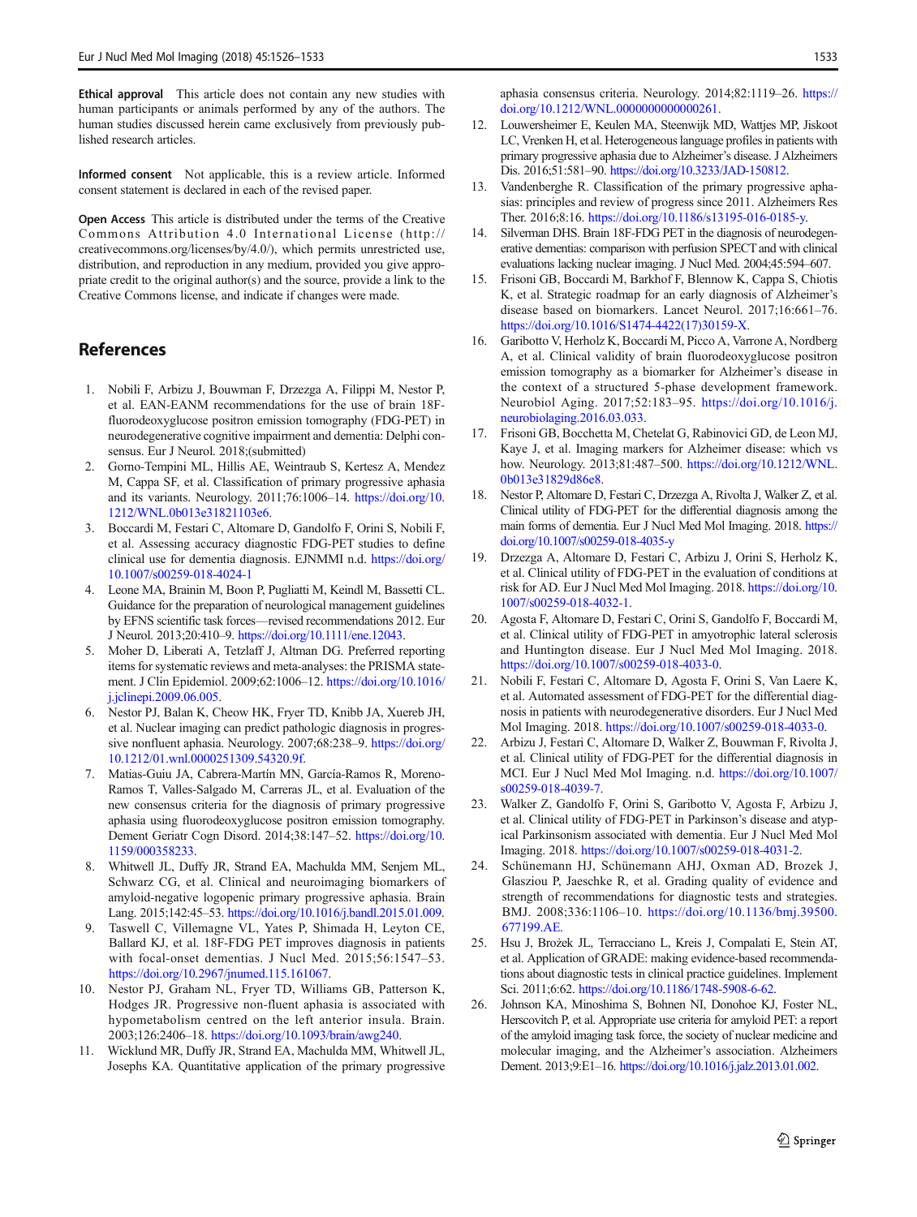**Ethical approval** This article does not contain any new studies with human participants or animals performed by any of the authors. The human studies discussed herein came exclusively from previously published research articles.

**Informed consent** Not applicable, this is a review article. Informed consent statement is declared in each of the revised paper.

**Open Access** This article is distributed under the terms of the Creative Commons Attribution 4.0 International License (http://creativecommons.org/licenses/by/4.0/), which permits unrestricted use, distribution, and reproduction in any medium, provided you give appropriate credit to the original author(s) and the source, provide a link to the Creative Commons license, and indicate if changes were made.

## References

1. Nobili F, Arbizu J, Bouwman F, Drzezga A, Filippi M, Nestor P, et al. EAN-EANM recommendations for the use of brain 18F-fluorodeoxyglucose positron emission tomography (FDG-PET) in neurodegenerative cognitive impairment and dementia: Delphi consensus. Eur J Neurol. 2018;(submitted)
2. Gorno-Tempini ML, Hillis AE, Weintraub S, Kertesz A, Mendez M, Cappa SF, et al. Classification of primary progressive aphasia and its variants. Neurology. 2011;76:1006–14. https://doi.org/10.1212/WNL.0b013e31821103e6.
3. Boccardi M, Festari C, Altomare D, Gandolfo F, Orini S, Nobili F, et al. Assessing accuracy diagnostic FDG-PET studies to define clinical use for dementia diagnosis. EJNMMI n.d. https://doi.org/10.1007/s00259-018-4024-1
4. Leone MA, Brainin M, Boon P, Pugliatti M, Keindl M, Bassetti CL. Guidance for the preparation of neurological management guidelines by EFNS scientific task forces—revised recommendations 2012. Eur J Neurol. 2013;20:410–9. https://doi.org/10.1111/ene.12043.
5. Moher D, Liberati A, Tetzlaff J, Altman DG. Preferred reporting items for systematic reviews and meta-analyses: the PRISMA statement. J Clin Epidemiol. 2009;62:1006–12. https://doi.org/10.1016/j.jclinepi.2009.06.005.
6. Nestor PJ, Balan K, Cheow HK, Fryer TD, Knibb JA, Xuereb JH, et al. Nuclear imaging can predict pathologic diagnosis in progressive nonfluent aphasia. Neurology. 2007;68:238–9. https://doi.org/10.1212/01.wnl.0000251309.54320.9f.
7. Matias-Guiu JA, Cabrera-Martín MN, García-Ramos R, Moreno-Ramos T, Valles-Salgado M, Carreras JL, et al. Evaluation of the new consensus criteria for the diagnosis of primary progressive aphasia using fluorodeoxyglucose positron emission tomography. Dement Geriatr Cogn Disord. 2014;38:147–52. https://doi.org/10.1159/000358233.
8. Whitwell JL, Duffy JR, Strand EA, Machulda MM, Senjem ML, Schwarz CG, et al. Clinical and neuroimaging biomarkers of amyloid-negative logopenic primary progressive aphasia. Brain Lang. 2015;142:45–53. https://doi.org/10.1016/j.bandl.2015.01.009.
9. Taswell C, Villemagne VL, Yates P, Shimada H, Leyton CE, Ballard KJ, et al. 18F-FDG PET improves diagnosis in patients with focal-onset dementias. J Nucl Med. 2015;56:1547–53. https://doi.org/10.2967/jnumed.115.161067.
10. Nestor PJ, Graham NL, Fryer TD, Williams GB, Patterson K, Hodges JR. Progressive non-fluent aphasia is associated with hypometabolism centred on the left anterior insula. Brain. 2003;126:2406–18. https://doi.org/10.1093/brain/awg240.
11. Wicklund MR, Duffy JR, Strand EA, Machulda MM, Whitwell JL, Josephs KA. Quantitative application of the primary progressive aphasia consensus criteria. Neurology. 2014;82:1119–26. https://doi.org/10.1212/WNL.0000000000000261.
12. Louwersheimer E, Keulen MA, Steenwijk MD, Wattjes MP, Jiskoot LC, Vrenken H, et al. Heterogeneous language profiles in patients with primary progressive aphasia due to Alzheimer's disease. J Alzheimers Dis. 2016;51:581–90. https://doi.org/10.3233/JAD-150812.
13. Vandenberghe R. Classification of the primary progressive aphasias: principles and review of progress since 2011. Alzheimers Res Ther. 2016;8:16. https://doi.org/10.1186/s13195-016-0185-y.
14. Silverman DHS. Brain 18F-FDG PET in the diagnosis of neurodegenerative dementias: comparison with perfusion SPECT and with clinical evaluations lacking nuclear imaging. J Nucl Med. 2004;45:594–607.
15. Frisoni GB, Boccardi M, Barkhof F, Blennow K, Cappa S, Chiotis K, et al. Strategic roadmap for an early diagnosis of Alzheimer's disease based on biomarkers. Lancet Neurol. 2017;16:661–76. https://doi.org/10.1016/S1474-4422(17)30159-X.
16. Garibotto V, Herholz K, Boccardi M, Picco A, Varrone A, Nordberg A, et al. Clinical validity of brain fluorodeoxyglucose positron emission tomography as a biomarker for Alzheimer's disease in the context of a structured 5-phase development framework. Neurobiol Aging. 2017;52:183–95. https://doi.org/10.1016/j.neurobiolaging.2016.03.033.
17. Frisoni GB, Bocchetta M, Chetelat G, Rabinovici GD, de Leon MJ, Kaye J, et al. Imaging markers for Alzheimer disease: which vs how. Neurology. 2013;81:487–500. https://doi.org/10.1212/WNL.0b013e31829d86e8.
18. Nestor P, Altomare D, Festari C, Drzezga A, Rivolta J, Walker Z, et al. Clinical utility of FDG-PET for the differential diagnosis among the main forms of dementia. Eur J Nucl Med Mol Imaging. 2018. https://doi.org/10.1007/s00259-018-4035-y
19. Drzezga A, Altomare D, Festari C, Arbizu J, Orini S, Herholz K, et al. Clinical utility of FDG-PET in the evaluation of conditions at risk for AD. Eur J Nucl Med Mol Imaging. 2018. https://doi.org/10.1007/s00259-018-4032-1.
20. Agosta F, Altomare D, Festari C, Orini S, Gandolfo F, Boccardi M, et al. Clinical utility of FDG-PET in amyotrophic lateral sclerosis and Huntington disease. Eur J Nucl Med Mol Imaging. 2018. https://doi.org/10.1007/s00259-018-4033-0.
21. Nobili F, Festari C, Altomare D, Agosta F, Orini S, Van Laere K, et al. Automated assessment of FDG-PET for the differential diagnosis in patients with neurodegenerative disorders. Eur J Nucl Med Mol Imaging. 2018. https://doi.org/10.1007/s00259-018-4033-0.
22. Arbizu J, Festari C, Altomare D, Walker Z, Bouwman F, Rivolta J, et al. Clinical utility of FDG-PET for the differential diagnosis in MCI. Eur J Nucl Med Mol Imaging. n.d. https://doi.org/10.1007/s00259-018-4039-7.
23. Walker Z, Gandolfo F, Orini S, Garibotto V, Agosta F, Arbizu J, et al. Clinical utility of FDG-PET in Parkinson's disease and atypical Parkinsonism associated with dementia. Eur J Nucl Med Mol Imaging. 2018. https://doi.org/10.1007/s00259-018-4031-2.
24. Schünemann HJ, Schünemann AHJ, Oxman AD, Brozek J, Glasziou P, Jaeschke R, et al. Grading quality of evidence and strength of recommendations for diagnostic tests and strategies. BMJ. 2008;336:1106–10. https://doi.org/10.1136/bmj.39500.677199.AE.
25. Hsu J, Brożek JL, Terracciano L, Kreis J, Compalati E, Stein AT, et al. Application of GRADE: making evidence-based recommendations about diagnostic tests in clinical practice guidelines. Implement Sci. 2011;6:62. https://doi.org/10.1186/1748-5908-6-62.
26. Johnson KA, Minoshima S, Bohnen NI, Donohoe KJ, Foster NL, Herscovitch P, et al. Appropriate use criteria for amyloid PET: a report of the amyloid imaging task force, the society of nuclear medicine and molecular imaging, and the Alzheimer's association. Alzheimers Dement. 2013;9:E1–16. https://doi.org/10.1016/j.jalz.2013.01.002.